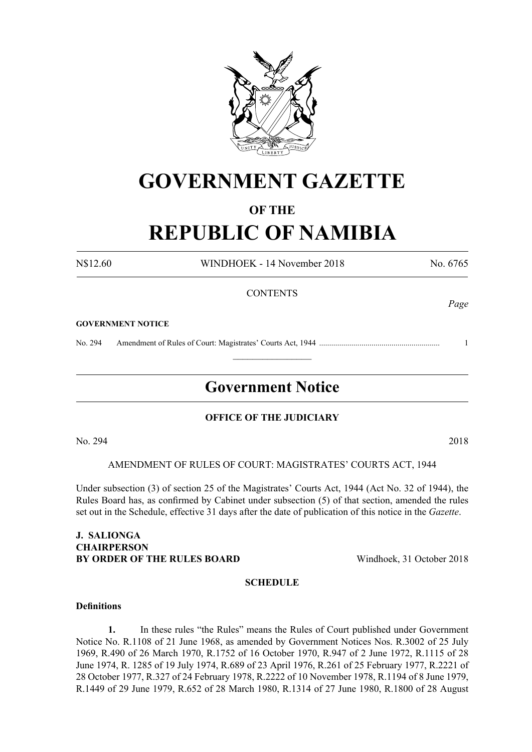# GOVERNMENT GAZETTE

## OF THE

# REPUBLIC OF NAMIBIA

N$12.60 WINDHOEK - 14 November 2018 No. 6765

CONTENTS

*Page*

**GOVERNMENT NOTICE**

No. 294 Amendment of Rules of Court: Magistrates' Courts Act, 1944 ........................................................... 1

---

## Government Notice

**OFFICE OF THE JUDICIARY**

No. 294 2018

AMENDMENT OF RULES OF COURT: MAGISTRATES' COURTS ACT, 1944

Under subsection (3) of section 25 of the Magistrates' Courts Act, 1944 (Act No. 32 of 1944), the Rules Board has, as confirmed by Cabinet under subsection (5) of that section, amended the rules set out in the Schedule, effective 31 days after the date of publication of this notice in the *Gazette*.

**J. SALIONGA**
**CHAIRPERSON**
**BY ORDER OF THE RULES BOARD** Windhoek, 31 October 2018

**SCHEDULE**

**Definitions**

**1.** In these rules "the Rules" means the Rules of Court published under Government Notice No. R.1108 of 21 June 1968, as amended by Government Notices Nos. R.3002 of 25 July 1969, R.490 of 26 March 1970, R.1752 of 16 October 1970, R.947 of 2 June 1972, R.1115 of 28 June 1974, R. 1285 of 19 July 1974, R.689 of 23 April 1976, R.261 of 25 February 1977, R.2221 of 28 October 1977, R.327 of 24 February 1978, R.2222 of 10 November 1978, R.1194 of 8 June 1979, R.1449 of 29 June 1979, R.652 of 28 March 1980, R.1314 of 27 June 1980, R.1800 of 28 August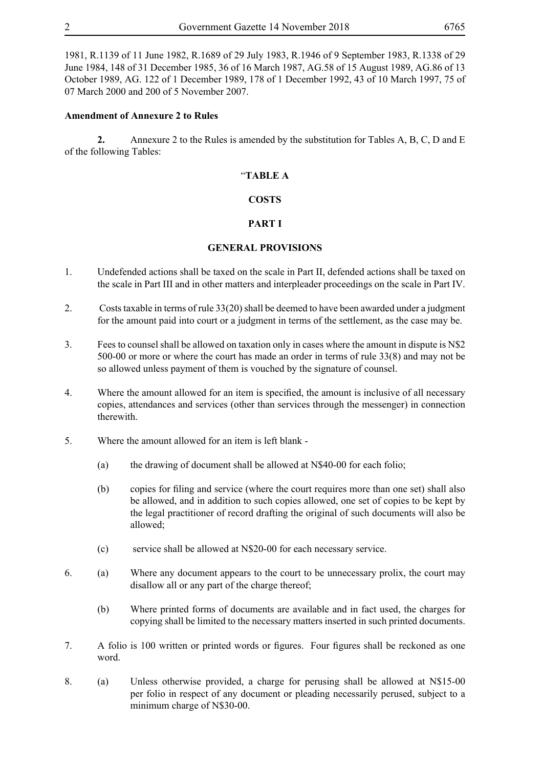1981, R.1139 of 11 June 1982, R.1689 of 29 July 1983, R.1946 of 9 September 1983, R.1338 of 29 June 1984, 148 of 31 December 1985, 36 of 16 March 1987, AG.58 of 15 August 1989, AG.86 of 13 October 1989, AG. 122 of 1 December 1989, 178 of 1 December 1992, 43 of 10 March 1997, 75 of 07 March 2000 and 200 of 5 November 2007.

**Amendment of Annexure 2 to Rules**

**2.** Annexure 2 to the Rules is amended by the substitution for Tables A, B, C, D and E of the following Tables:

"**TABLE A**

**COSTS**

**PART I**

**GENERAL PROVISIONS**

1. Undefended actions shall be taxed on the scale in Part II, defended actions shall be taxed on the scale in Part III and in other matters and interpleader proceedings on the scale in Part IV.

2. Costs taxable in terms of rule 33(20) shall be deemed to have been awarded under a judgment for the amount paid into court or a judgment in terms of the settlement, as the case may be.

3. Fees to counsel shall be allowed on taxation only in cases where the amount in dispute is N$2 500-00 or more or where the court has made an order in terms of rule 33(8) and may not be so allowed unless payment of them is vouched by the signature of counsel.

4. Where the amount allowed for an item is specified, the amount is inclusive of all necessary copies, attendances and services (other than services through the messenger) in connection therewith.

5. Where the amount allowed for an item is left blank -

   (a) the drawing of document shall be allowed at N$40-00 for each folio;

   (b) copies for filing and service (where the court requires more than one set) shall also be allowed, and in addition to such copies allowed, one set of copies to be kept by the legal practitioner of record drafting the original of such documents will also be allowed;

   (c) service shall be allowed at N$20-00 for each necessary service.

6. (a) Where any document appears to the court to be unnecessary prolix, the court may disallow all or any part of the charge thereof;

   (b) Where printed forms of documents are available and in fact used, the charges for copying shall be limited to the necessary matters inserted in such printed documents.

7. A folio is 100 written or printed words or figures. Four figures shall be reckoned as one word.

8. (a) Unless otherwise provided, a charge for perusing shall be allowed at N$15-00 per folio in respect of any document or pleading necessarily perused, subject to a minimum charge of N$30-00.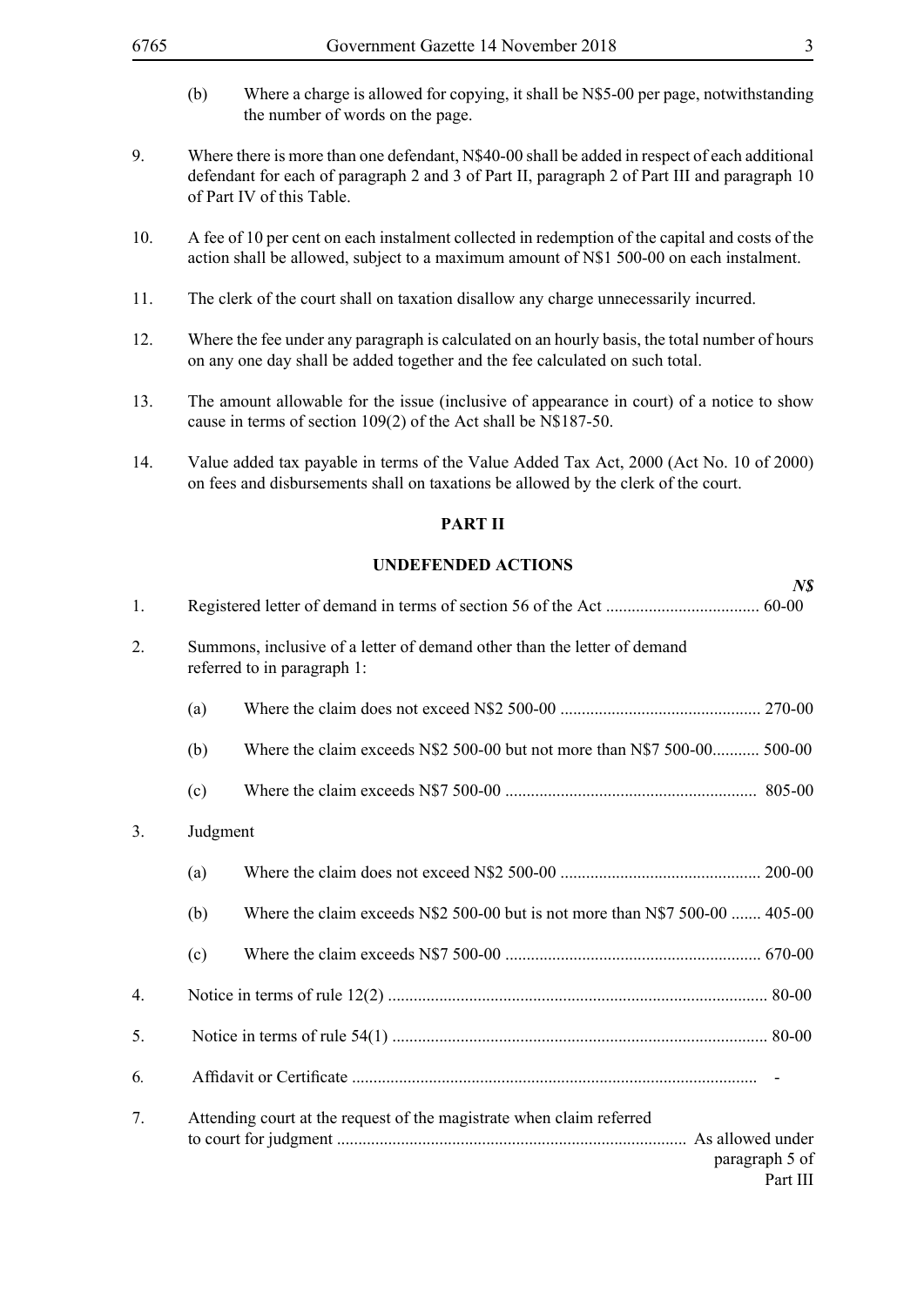(b) Where a charge is allowed for copying, it shall be N$5-00 per page, notwithstanding the number of words on the page.

9. Where there is more than one defendant, N$40-00 shall be added in respect of each additional defendant for each of paragraph 2 and 3 of Part II, paragraph 2 of Part III and paragraph 10 of Part IV of this Table.

10. A fee of 10 per cent on each instalment collected in redemption of the capital and costs of the action shall be allowed, subject to a maximum amount of N$1 500-00 on each instalment.

11. The clerk of the court shall on taxation disallow any charge unnecessarily incurred.

12. Where the fee under any paragraph is calculated on an hourly basis, the total number of hours on any one day shall be added together and the fee calculated on such total.

13. The amount allowable for the issue (inclusive of appearance in court) of a notice to show cause in terms of section 109(2) of the Act shall be N$187-50.

14. Value added tax payable in terms of the Value Added Tax Act, 2000 (Act No. 10 of 2000) on fees and disbursements shall on taxations be allowed by the clerk of the court.

## PART II

## UNDEFENDED ACTIONS

| | | *N$* |
|---|---|---|
| 1. | Registered letter of demand in terms of section 56 of the Act | 60-00 |
| 2. | Summons, inclusive of a letter of demand other than the letter of demand referred to in paragraph 1: | |
| | (a) Where the claim does not exceed N$2 500-00 | 270-00 |
| | (b) Where the claim exceeds N$2 500-00 but not more than N$7 500-00 | 500-00 |
| | (c) Where the claim exceeds N$7 500-00 | 805-00 |
| 3. | Judgment | |
| | (a) Where the claim does not exceed N$2 500-00 | 200-00 |
| | (b) Where the claim exceeds N$2 500-00 but is not more than N$7 500-00 | 405-00 |
| | (c) Where the claim exceeds N$7 500-00 | 670-00 |
| 4. | Notice in terms of rule 12(2) | 80-00 |
| 5. | Notice in terms of rule 54(1) | 80-00 |
| 6. | Affidavit or Certificate | - |
| 7. | Attending court at the request of the magistrate when claim referred to court for judgment | As allowed under paragraph 5 of Part III |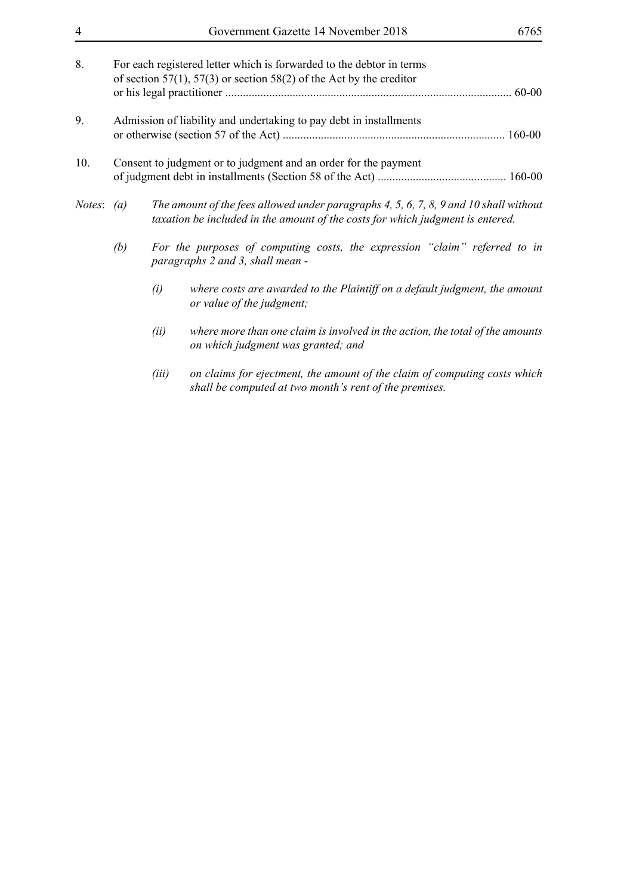8. For each registered letter which is forwarded to the debtor in terms of section 57(1), 57(3) or section 58(2) of the Act by the creditor or his legal practitioner ................................................................................................. 60-00

9. Admission of liability and undertaking to pay debt in installments or otherwise (section 57 of the Act) ........................................................................... 160-00

10. Consent to judgment or to judgment and an order for the payment of judgment debt in installments (Section 58 of the Act) ............................................ 160-00

*Notes*: *(a)* *The amount of the fees allowed under paragraphs 4, 5, 6, 7, 8, 9 and 10 shall without taxation be included in the amount of the costs for which judgment is entered.*

*(b)* *For the purposes of computing costs, the expression "claim" referred to in paragraphs 2 and 3, shall mean -*

*(i)* *where costs are awarded to the Plaintiff on a default judgment, the amount or value of the judgment;*

*(ii)* *where more than one claim is involved in the action, the total of the amounts on which judgment was granted; and*

*(iii)* *on claims for ejectment, the amount of the claim of computing costs which shall be computed at two month's rent of the premises.*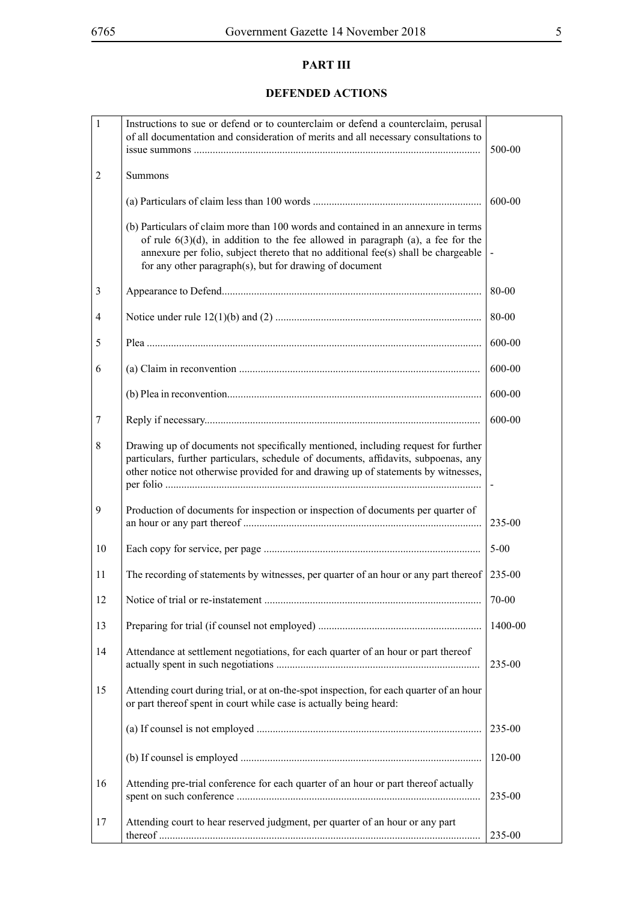## PART III

## DEFENDED ACTIONS

| | | |
|---|---|---|
| 1 | Instructions to sue or defend or to counterclaim or defend a counterclaim, perusal of all documentation and consideration of merits and all necessary consultations to issue summons | 500-00 |
| 2 | Summons | |
| | (a) Particulars of claim less than 100 words | 600-00 |
| | (b) Particulars of claim more than 100 words and contained in an annexure in terms of rule 6(3)(d), in addition to the fee allowed in paragraph (a), a fee for the annexure per folio, subject thereto that no additional fee(s) shall be chargeable for any other paragraph(s), but for drawing of document | - |
| 3 | Appearance to Defend | 80-00 |
| 4 | Notice under rule 12(1)(b) and (2) | 80-00 |
| 5 | Plea | 600-00 |
| 6 | (a) Claim in reconvention | 600-00 |
| | (b) Plea in reconvention | 600-00 |
| 7 | Reply if necessary | 600-00 |
| 8 | Drawing up of documents not specifically mentioned, including request for further particulars, further particulars, schedule of documents, affidavits, subpoenas, any other notice not otherwise provided for and drawing up of statements by witnesses, per folio | - |
| 9 | Production of documents for inspection or inspection of documents per quarter of an hour or any part thereof | 235-00 |
| 10 | Each copy for service, per page | 5-00 |
| 11 | The recording of statements by witnesses, per quarter of an hour or any part thereof | 235-00 |
| 12 | Notice of trial or re-instatement | 70-00 |
| 13 | Preparing for trial (if counsel not employed) | 1400-00 |
| 14 | Attendance at settlement negotiations, for each quarter of an hour or part thereof actually spent in such negotiations | 235-00 |
| 15 | Attending court during trial, or at on-the-spot inspection, for each quarter of an hour or part thereof spent in court while case is actually being heard: | |
| | (a) If counsel is not employed | 235-00 |
| | (b) If counsel is employed | 120-00 |
| 16 | Attending pre-trial conference for each quarter of an hour or part thereof actually spent on such conference | 235-00 |
| 17 | Attending court to hear reserved judgment, per quarter of an hour or any part thereof | 235-00 |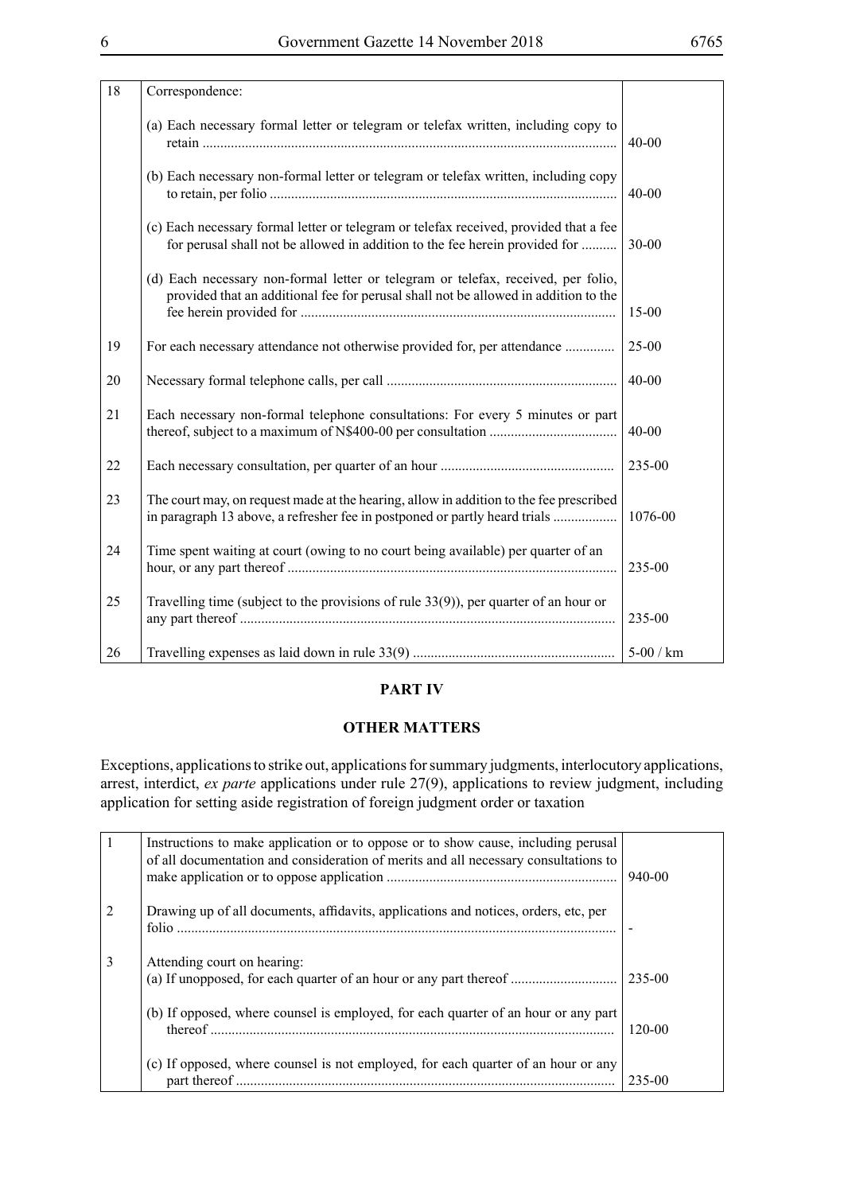| 18 | Correspondence: | |
|---|---|---|
| | (a) Each necessary formal letter or telegram or telefax written, including copy to retain | 40-00 |
| | (b) Each necessary non-formal letter or telegram or telefax written, including copy to retain, per folio | 40-00 |
| | (c) Each necessary formal letter or telegram or telefax received, provided that a fee for perusal shall not be allowed in addition to the fee herein provided for | 30-00 |
| | (d) Each necessary non-formal letter or telegram or telefax, received, per folio, provided that an additional fee for perusal shall not be allowed in addition to the fee herein provided for | 15-00 |
| 19 | For each necessary attendance not otherwise provided for, per attendance | 25-00 |
| 20 | Necessary formal telephone calls, per call | 40-00 |
| 21 | Each necessary non-formal telephone consultations: For every 5 minutes or part thereof, subject to a maximum of N$400-00 per consultation | 40-00 |
| 22 | Each necessary consultation, per quarter of an hour | 235-00 |
| 23 | The court may, on request made at the hearing, allow in addition to the fee prescribed in paragraph 13 above, a refresher fee in postponed or partly heard trials | 1076-00 |
| 24 | Time spent waiting at court (owing to no court being available) per quarter of an hour, or any part thereof | 235-00 |
| 25 | Travelling time (subject to the provisions of rule 33(9)), per quarter of an hour or any part thereof | 235-00 |
| 26 | Travelling expenses as laid down in rule 33(9) | 5-00 / km |

## PART IV

## OTHER MATTERS

Exceptions, applications to strike out, applications for summary judgments, interlocutory applications, arrest, interdict, *ex parte* applications under rule 27(9), applications to review judgment, including application for setting aside registration of foreign judgment order or taxation

| 1 | Instructions to make application or to oppose or to show cause, including perusal of all documentation and consideration of merits and all necessary consultations to make application or to oppose application | 940-00 |
|---|---|---|
| 2 | Drawing up of all documents, affidavits, applications and notices, orders, etc, per folio | - |
| 3 | Attending court on hearing:<br>(a) If unopposed, for each quarter of an hour or any part thereof | 235-00 |
| | (b) If opposed, where counsel is employed, for each quarter of an hour or any part thereof | 120-00 |
| | (c) If opposed, where counsel is not employed, for each quarter of an hour or any part thereof | 235-00 |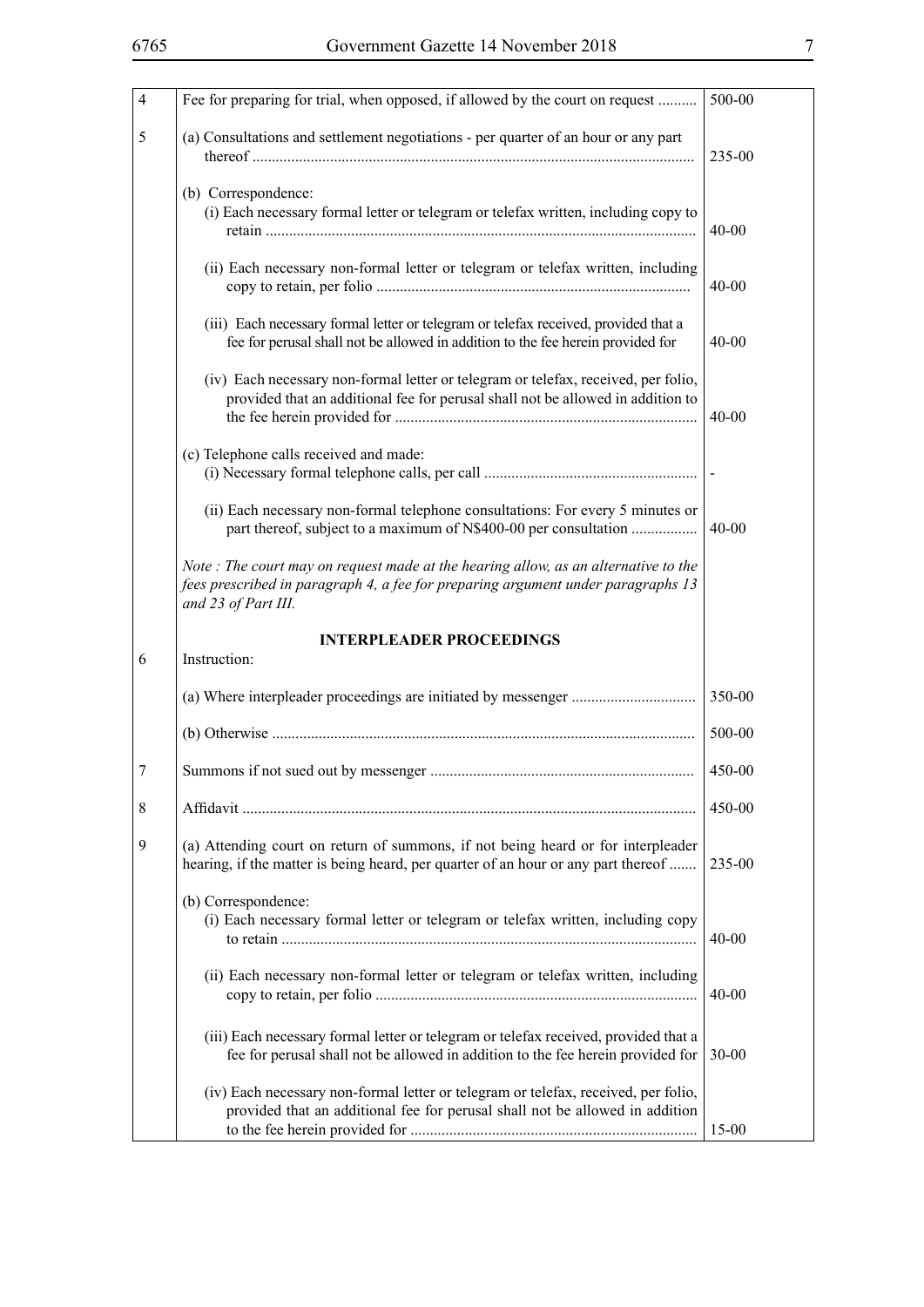| | | |
|---|---|---|
| 4 | Fee for preparing for trial, when opposed, if allowed by the court on request .......... | 500-00 |
| 5 | (a) Consultations and settlement negotiations - per quarter of an hour or any part thereof ................................................................................................................ | 235-00 |
| | (b) Correspondence: | |
| | (i) Each necessary formal letter or telegram or telefax written, including copy to retain ............................................................................................................. | 40-00 |
| | (ii) Each necessary non-formal letter or telegram or telefax written, including copy to retain, per folio ............................................................................... | 40-00 |
| | (iii) Each necessary formal letter or telegram or telefax received, provided that a fee for perusal shall not be allowed in addition to the fee herein provided for | 40-00 |
| | (iv) Each necessary non-formal letter or telegram or telefax, received, per folio, provided that an additional fee for perusal shall not be allowed in addition to the fee herein provided for ............................................................................ | 40-00 |
| | (c) Telephone calls received and made: | |
| | (i) Necessary formal telephone calls, per call ...................................................... | - |
| | (ii) Each necessary non-formal telephone consultations: For every 5 minutes or part thereof, subject to a maximum of N$400-00 per consultation ................. | 40-00 |
| | *Note : The court may on request made at the hearing allow, as an alternative to the fees prescribed in paragraph 4, a fee for preparing argument under paragraphs 13 and 23 of Part III.* | |
| | **INTERPLEADER PROCEEDINGS** | |
| 6 | Instruction: | |
| | (a) Where interpleader proceedings are initiated by messenger ............................... | 350-00 |
| | (b) Otherwise ........................................................................................................... | 500-00 |
| 7 | Summons if not sued out by messenger ................................................................... | 450-00 |
| 8 | Affidavit ................................................................................................................... | 450-00 |
| 9 | (a) Attending court on return of summons, if not being heard or for interpleader hearing, if the matter is being heard, per quarter of an hour or any part thereof ....... | 235-00 |
| | (b) Correspondence: | |
| | (i) Each necessary formal letter or telegram or telefax written, including copy to retain .......................................................................................................... | 40-00 |
| | (ii) Each necessary non-formal letter or telegram or telefax written, including copy to retain, per folio ................................................................................. | 40-00 |
| | (iii) Each necessary formal letter or telegram or telefax received, provided that a fee for perusal shall not be allowed in addition to the fee herein provided for | 30-00 |
| | (iv) Each necessary non-formal letter or telegram or telefax, received, per folio, provided that an additional fee for perusal shall not be allowed in addition to the fee herein provided for ......................................................................... | 15-00 |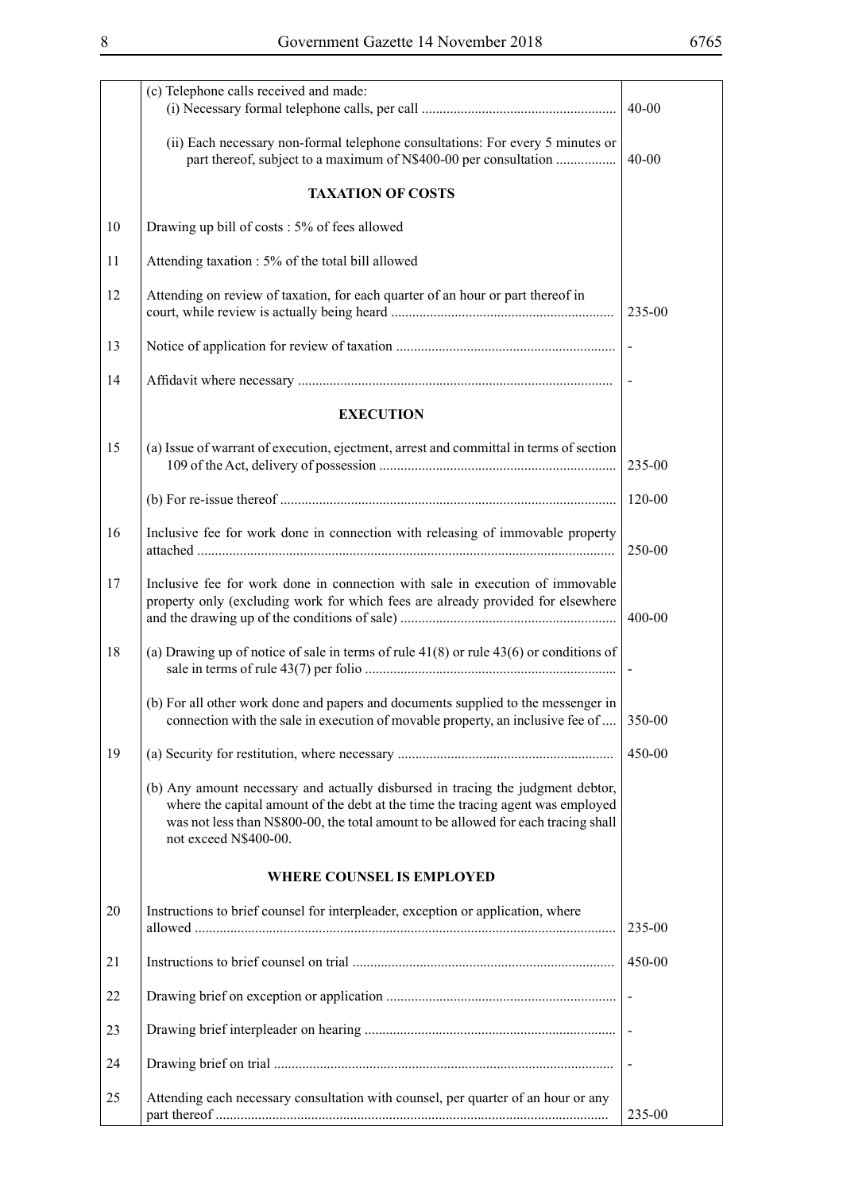| | | |
|---|---|---|
| | (c) Telephone calls received and made: | |
| | (i) Necessary formal telephone calls, per call | 40-00 |
| | (ii) Each necessary non-formal telephone consultations: For every 5 minutes or part thereof, subject to a maximum of N$400-00 per consultation | 40-00 |
| | **TAXATION OF COSTS** | |
| 10 | Drawing up bill of costs : 5% of fees allowed | |
| 11 | Attending taxation : 5% of the total bill allowed | |
| 12 | Attending on review of taxation, for each quarter of an hour or part thereof in court, while review is actually being heard | 235-00 |
| 13 | Notice of application for review of taxation | - |
| 14 | Affidavit where necessary | - |
| | **EXECUTION** | |
| 15 | (a) Issue of warrant of execution, ejectment, arrest and committal in terms of section 109 of the Act, delivery of possession | 235-00 |
| | (b) For re-issue thereof | 120-00 |
| 16 | Inclusive fee for work done in connection with releasing of immovable property attached | 250-00 |
| 17 | Inclusive fee for work done in connection with sale in execution of immovable property only (excluding work for which fees are already provided for elsewhere and the drawing up of the conditions of sale) | 400-00 |
| 18 | (a) Drawing up of notice of sale in terms of rule 41(8) or rule 43(6) or conditions of sale in terms of rule 43(7) per folio | - |
| | (b) For all other work done and papers and documents supplied to the messenger in connection with the sale in execution of movable property, an inclusive fee of | 350-00 |
| 19 | (a) Security for restitution, where necessary | 450-00 |
| | (b) Any amount necessary and actually disbursed in tracing the judgment debtor, where the capital amount of the debt at the time the tracing agent was employed was not less than N$800-00, the total amount to be allowed for each tracing shall not exceed N$400-00. | |
| | **WHERE COUNSEL IS EMPLOYED** | |
| 20 | Instructions to brief counsel for interpleader, exception or application, where allowed | 235-00 |
| 21 | Instructions to brief counsel on trial | 450-00 |
| 22 | Drawing brief on exception or application | - |
| 23 | Drawing brief interpleader on hearing | - |
| 24 | Drawing brief on trial | - |
| 25 | Attending each necessary consultation with counsel, per quarter of an hour or any part thereof | 235-00 |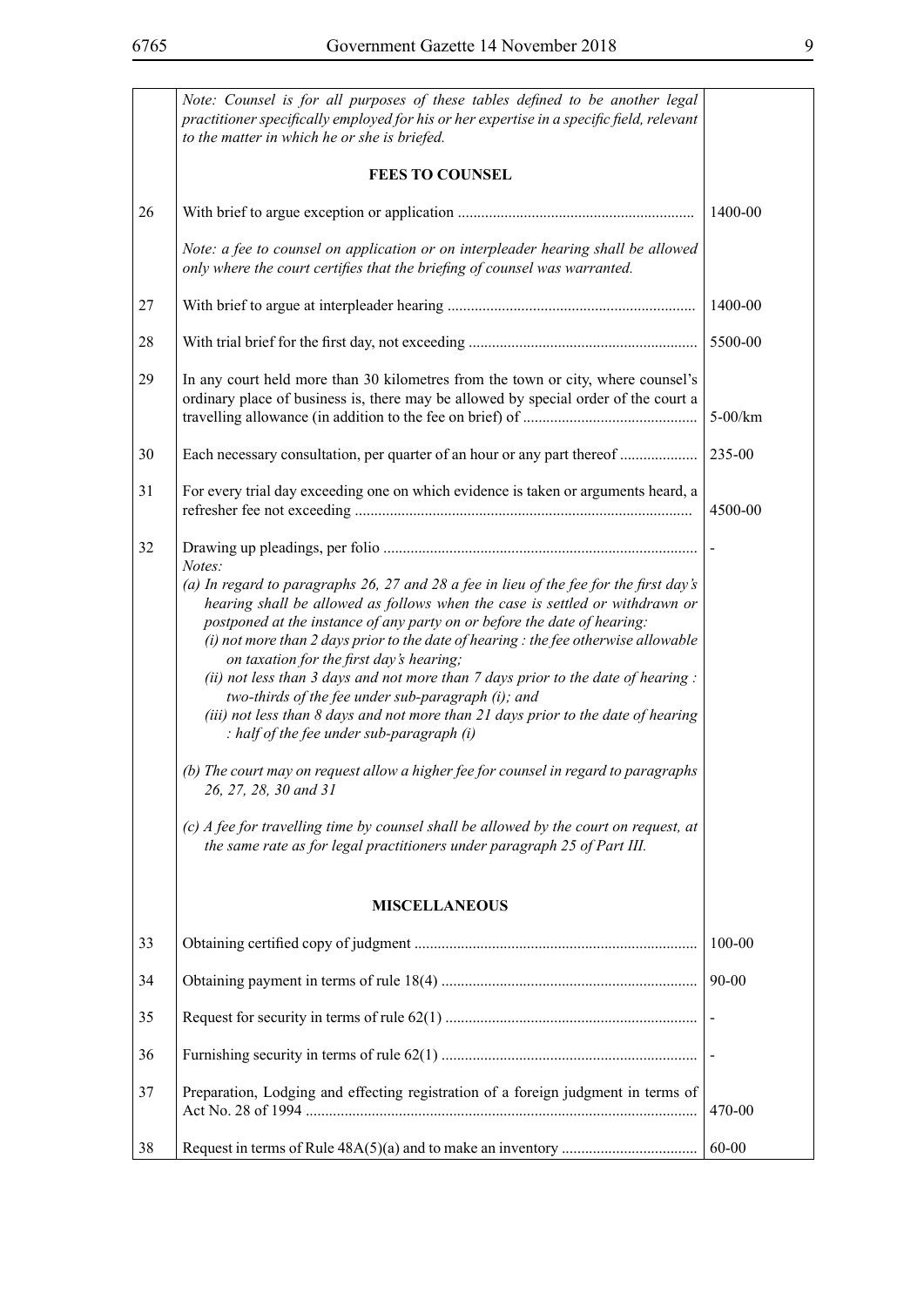| | | |
|---|---|---|
| | *Note: Counsel is for all purposes of these tables defined to be another legal practitioner specifically employed for his or her expertise in a specific field, relevant to the matter in which he or she is briefed.* | |
| | **FEES TO COUNSEL** | |
| 26 | With brief to argue exception or application ............................................................ | 1400-00 |
| | *Note: a fee to counsel on application or on interpleader hearing shall be allowed only where the court certifies that the briefing of counsel was warranted.* | |
| 27 | With brief to argue at interpleader hearing ............................................................... | 1400-00 |
| 28 | With trial brief for the first day, not exceeding .......................................................... | 5500-00 |
| 29 | In any court held more than 30 kilometres from the town or city, where counsel's ordinary place of business is, there may be allowed by special order of the court a travelling allowance (in addition to the fee on brief) of ............................................ | 5-00/km |
| 30 | Each necessary consultation, per quarter of an hour or any part thereof .................... | 235-00 |
| 31 | For every trial day exceeding one on which evidence is taken or arguments heard, a refresher fee not exceeding ...................................................................................... | 4500-00 |
| 32 | Drawing up pleadings, per folio ................................................................................ | - |
| | *Notes:*<br>*(a) In regard to paragraphs 26, 27 and 28 a fee in lieu of the fee for the first day's hearing shall be allowed as follows when the case is settled or withdrawn or postponed at the instance of any party on or before the date of hearing:*<br>*(i) not more than 2 days prior to the date of hearing : the fee otherwise allowable on taxation for the first day's hearing;*<br>*(ii) not less than 3 days and not more than 7 days prior to the date of hearing : two-thirds of the fee under sub-paragraph (i); and*<br>*(iii) not less than 8 days and not more than 21 days prior to the date of hearing : half of the fee under sub-paragraph (i)*<br><br>*(b) The court may on request allow a higher fee for counsel in regard to paragraphs 26, 27, 28, 30 and 31*<br><br>*(c) A fee for travelling time by counsel shall be allowed by the court on request, at the same rate as for legal practitioners under paragraph 25 of Part III.* | |
| | **MISCELLANEOUS** | |
| 33 | Obtaining certified copy of judgment ........................................................................ | 100-00 |
| 34 | Obtaining payment in terms of rule 18(4) ................................................................. | 90-00 |
| 35 | Request for security in terms of rule 62(1) ................................................................ | - |
| 36 | Furnishing security in terms of rule 62(1) ................................................................. | - |
| 37 | Preparation, Lodging and effecting registration of a foreign judgment in terms of Act No. 28 of 1994 ................................................................................................... | 470-00 |
| 38 | Request in terms of Rule 48A(5)(a) and to make an inventory .................................. | 60-00 |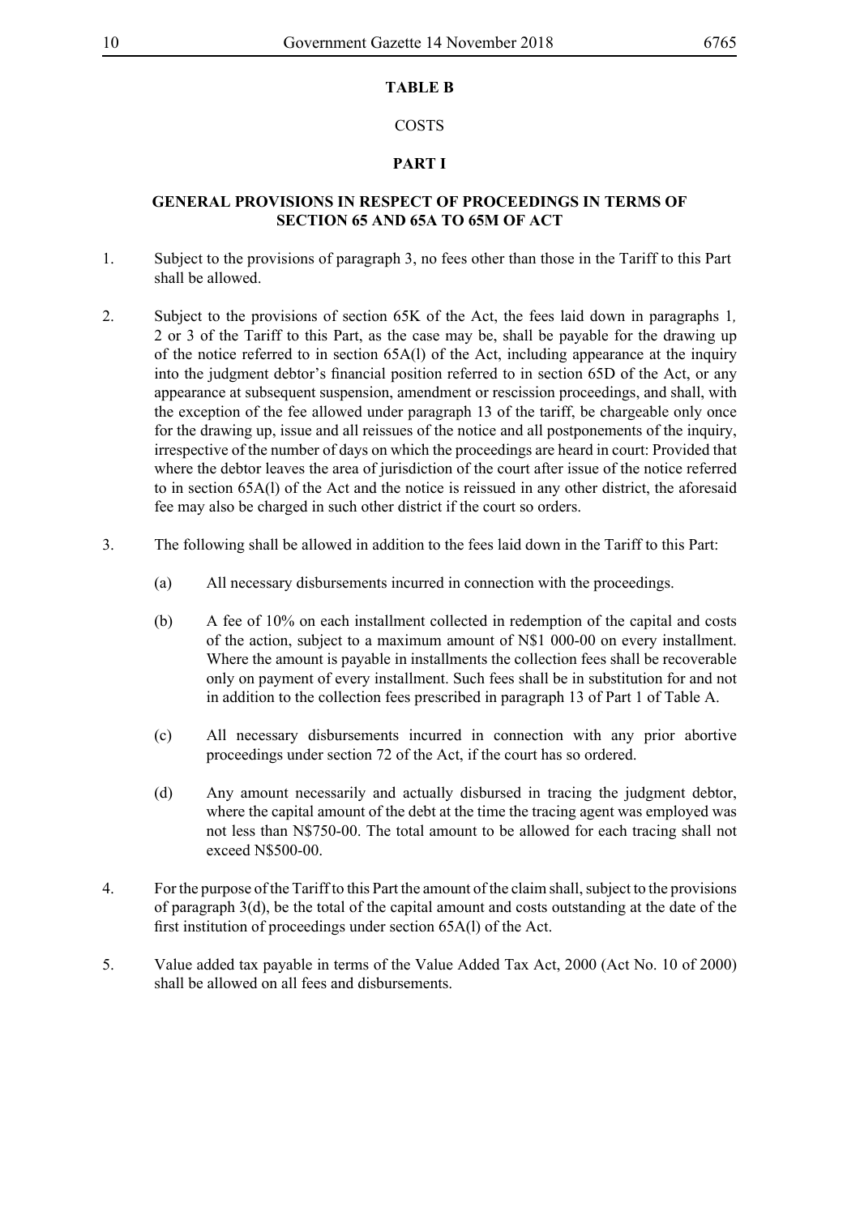**TABLE B**

COSTS

**PART I**

**GENERAL PROVISIONS IN RESPECT OF PROCEEDINGS IN TERMS OF SECTION 65 AND 65A TO 65M OF ACT**

1. Subject to the provisions of paragraph 3, no fees other than those in the Tariff to this Part shall be allowed.

2. Subject to the provisions of section 65K of the Act, the fees laid down in paragraphs 1, 2 or 3 of the Tariff to this Part, as the case may be, shall be payable for the drawing up of the notice referred to in section 65A(l) of the Act, including appearance at the inquiry into the judgment debtor's financial position referred to in section 65D of the Act, or any appearance at subsequent suspension, amendment or rescission proceedings, and shall, with the exception of the fee allowed under paragraph 13 of the tariff, be chargeable only once for the drawing up, issue and all reissues of the notice and all postponements of the inquiry, irrespective of the number of days on which the proceedings are heard in court: Provided that where the debtor leaves the area of jurisdiction of the court after issue of the notice referred to in section 65A(l) of the Act and the notice is reissued in any other district, the aforesaid fee may also be charged in such other district if the court so orders.

3. The following shall be allowed in addition to the fees laid down in the Tariff to this Part:

   (a) All necessary disbursements incurred in connection with the proceedings.

   (b) A fee of 10% on each installment collected in redemption of the capital and costs of the action, subject to a maximum amount of N$1 000-00 on every installment. Where the amount is payable in installments the collection fees shall be recoverable only on payment of every installment. Such fees shall be in substitution for and not in addition to the collection fees prescribed in paragraph 13 of Part 1 of Table A.

   (c) All necessary disbursements incurred in connection with any prior abortive proceedings under section 72 of the Act, if the court has so ordered.

   (d) Any amount necessarily and actually disbursed in tracing the judgment debtor, where the capital amount of the debt at the time the tracing agent was employed was not less than N$750-00. The total amount to be allowed for each tracing shall not exceed N$500-00.

4. For the purpose of the Tariff to this Part the amount of the claim shall, subject to the provisions of paragraph 3(d), be the total of the capital amount and costs outstanding at the date of the first institution of proceedings under section 65A(l) of the Act.

5. Value added tax payable in terms of the Value Added Tax Act, 2000 (Act No. 10 of 2000) shall be allowed on all fees and disbursements.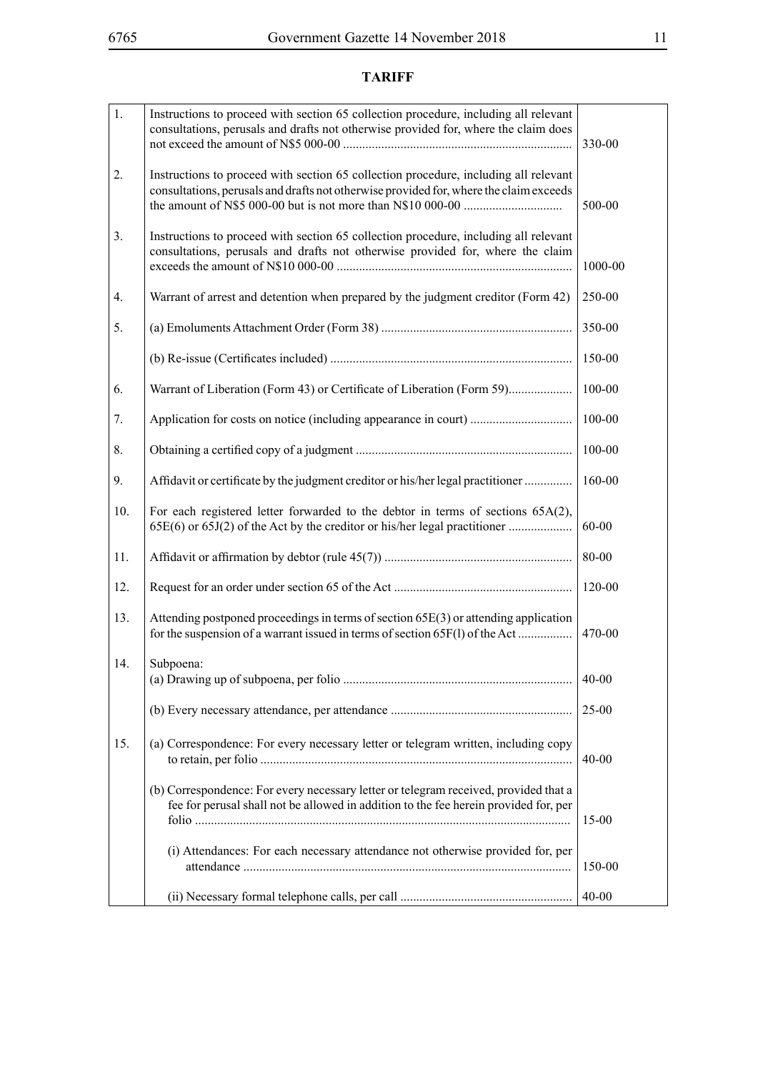# TARIFF

| | | |
|---|---|---|
| 1. | Instructions to proceed with section 65 collection procedure, including all relevant consultations, perusals and drafts not otherwise provided for, where the claim does not exceed the amount of N$5 000-00 ....................................................................... | 330-00 |
| 2. | Instructions to proceed with section 65 collection procedure, including all relevant consultations, perusals and drafts not otherwise provided for, where the claim exceeds the amount of N$5 000-00 but is not more than N$10 000-00 .............................. | 500-00 |
| 3. | Instructions to proceed with section 65 collection procedure, including all relevant consultations, perusals and drafts not otherwise provided for, where the claim exceeds the amount of N$10 000-00 ......................................................................... | 1000-00 |
| 4. | Warrant of arrest and detention when prepared by the judgment creditor (Form 42) | 250-00 |
| 5. | (a) Emoluments Attachment Order (Form 38) ........................................................... | 350-00 |
| | (b) Re-issue (Certificates included) ........................................................................... | 150-00 |
| 6. | Warrant of Liberation (Form 43) or Certificate of Liberation (Form 59).................... | 100-00 |
| 7. | Application for costs on notice (including appearance in court) ............................... | 100-00 |
| 8. | Obtaining a certified copy of a judgment ................................................................... | 100-00 |
| 9. | Affidavit or certificate by the judgment creditor or his/her legal practitioner ............... | 160-00 |
| 10. | For each registered letter forwarded to the debtor in terms of sections 65A(2), 65E(6) or 65J(2) of the Act by the creditor or his/her legal practitioner .................... | 60-00 |
| 11. | Affidavit or affirmation by debtor (rule 45(7)) .......................................................... | 80-00 |
| 12. | Request for an order under section 65 of the Act ....................................................... | 120-00 |
| 13. | Attending postponed proceedings in terms of section 65E(3) or attending application for the suspension of a warrant issued in terms of section 65F(l) of the Act ................. | 470-00 |
| 14. | Subpoena:<br>(a) Drawing up of subpoena, per folio ....................................................................... | 40-00 |
| | (b) Every necessary attendance, per attendance ......................................................... | 25-00 |
| 15. | (a) Correspondence: For every necessary letter or telegram written, including copy to retain, per folio ................................................................................................. | 40-00 |
| | (b) Correspondence: For every necessary letter or telegram received, provided that a fee for perusal shall not be allowed in addition to the fee herein provided for, per folio ..................................................................................................................... | 15-00 |
| | (i) Attendances: For each necessary attendance not otherwise provided for, per attendance ...................................................................................................... | 150-00 |
| | (ii) Necessary formal telephone calls, per call ...................................................... | 40-00 |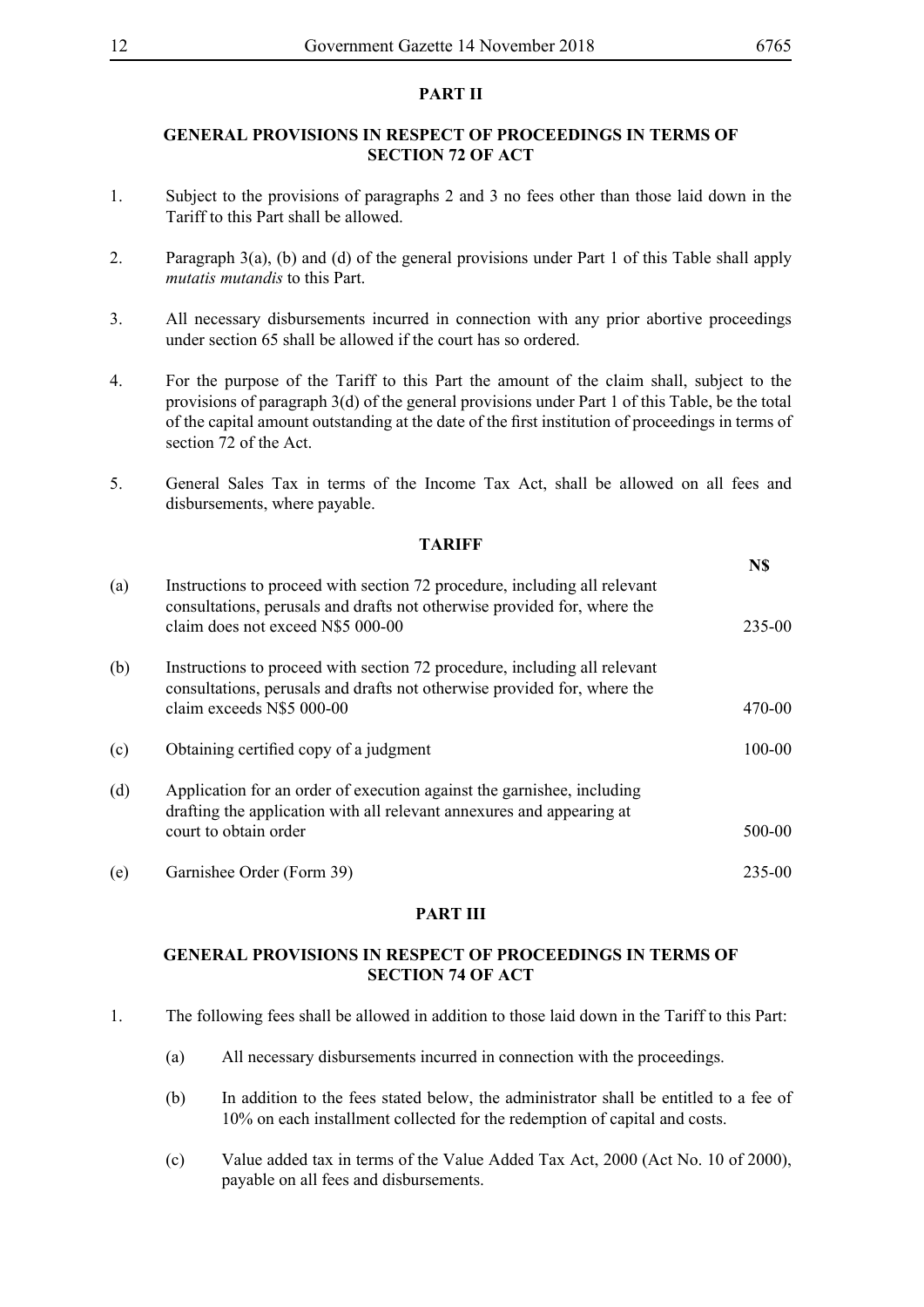## PART II

### GENERAL PROVISIONS IN RESPECT OF PROCEEDINGS IN TERMS OF SECTION 72 OF ACT

1. Subject to the provisions of paragraphs 2 and 3 no fees other than those laid down in the Tariff to this Part shall be allowed.

2. Paragraph 3(a), (b) and (d) of the general provisions under Part 1 of this Table shall apply *mutatis mutandis* to this Part.

3. All necessary disbursements incurred in connection with any prior abortive proceedings under section 65 shall be allowed if the court has so ordered.

4. For the purpose of the Tariff to this Part the amount of the claim shall, subject to the provisions of paragraph 3(d) of the general provisions under Part 1 of this Table, be the total of the capital amount outstanding at the date of the first institution of proceedings in terms of section 72 of the Act.

5. General Sales Tax in terms of the Income Tax Act, shall be allowed on all fees and disbursements, where payable.

### TARIFF

| | | N$ |
|---|---|---|
| (a) | Instructions to proceed with section 72 procedure, including all relevant consultations, perusals and drafts not otherwise provided for, where the claim does not exceed N$5 000-00 | 235-00 |
| (b) | Instructions to proceed with section 72 procedure, including all relevant consultations, perusals and drafts not otherwise provided for, where the claim exceeds N$5 000-00 | 470-00 |
| (c) | Obtaining certified copy of a judgment | 100-00 |
| (d) | Application for an order of execution against the garnishee, including drafting the application with all relevant annexures and appearing at court to obtain order | 500-00 |
| (e) | Garnishee Order (Form 39) | 235-00 |

## PART III

### GENERAL PROVISIONS IN RESPECT OF PROCEEDINGS IN TERMS OF SECTION 74 OF ACT

1. The following fees shall be allowed in addition to those laid down in the Tariff to this Part:

   (a) All necessary disbursements incurred in connection with the proceedings.

   (b) In addition to the fees stated below, the administrator shall be entitled to a fee of 10% on each installment collected for the redemption of capital and costs.

   (c) Value added tax in terms of the Value Added Tax Act, 2000 (Act No. 10 of 2000), payable on all fees and disbursements.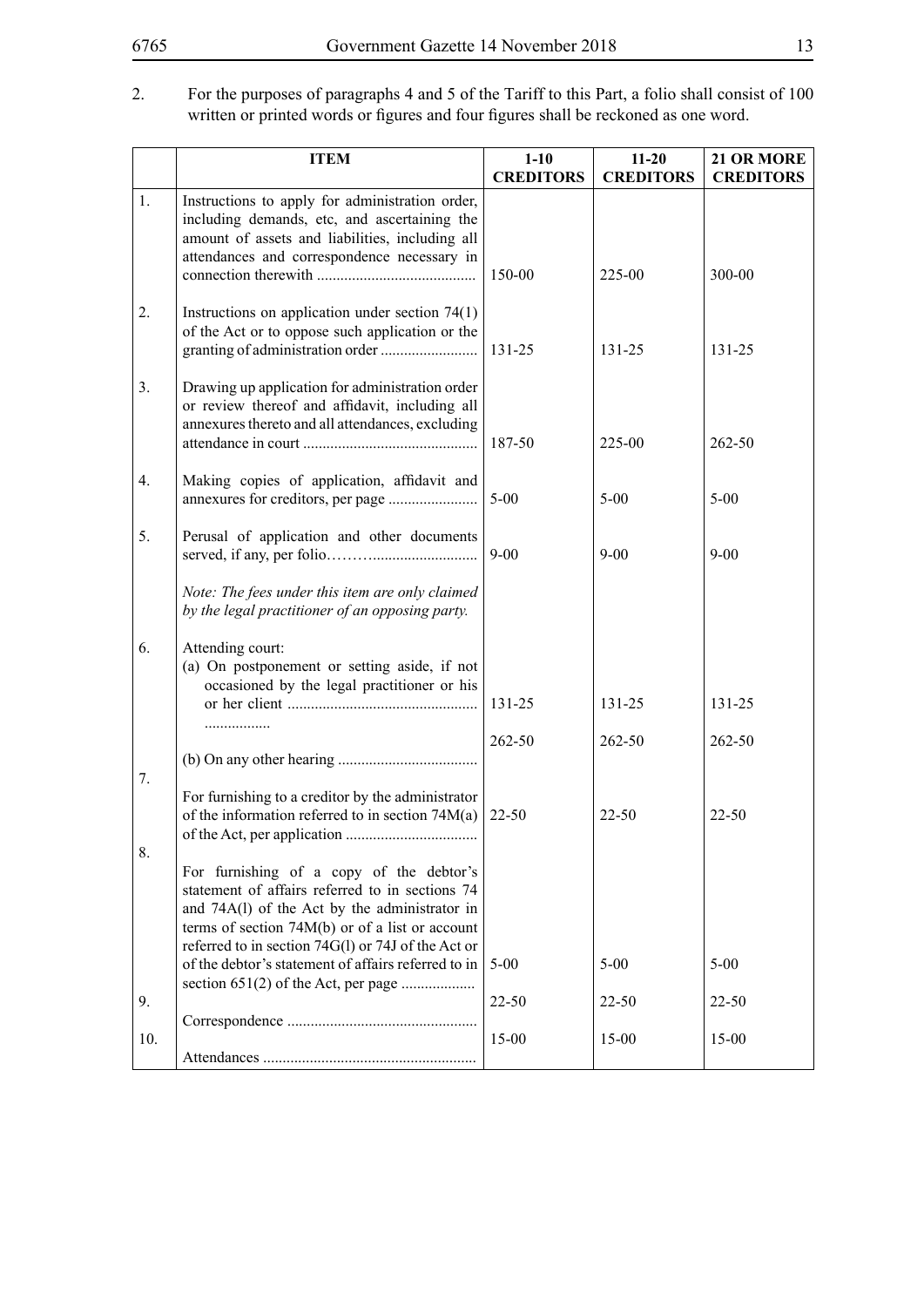2. For the purposes of paragraphs 4 and 5 of the Tariff to this Part, a folio shall consist of 100 written or printed words or figures and four figures shall be reckoned as one word.

| | ITEM | 1-10 CREDITORS | 11-20 CREDITORS | 21 OR MORE CREDITORS |
|---|---|---|---|---|
| 1. | Instructions to apply for administration order, including demands, etc, and ascertaining the amount of assets and liabilities, including all attendances and correspondence necessary in connection therewith ......................................... | 150-00 | 225-00 | 300-00 |
| 2. | Instructions on application under section 74(1) of the Act or to oppose such application or the granting of administration order ......................... | 131-25 | 131-25 | 131-25 |
| 3. | Drawing up application for administration order or review thereof and affidavit, including all annexures thereto and all attendances, excluding attendance in court ............................................. | 187-50 | 225-00 | 262-50 |
| 4. | Making copies of application, affidavit and annexures for creditors, per page ....................... | 5-00 | 5-00 | 5-00 |
| 5. | Perusal of application and other documents served, if any, per folio………........................... *Note: The fees under this item are only claimed by the legal practitioner of an opposing party.* | 9-00 | 9-00 | 9-00 |
| 6. | Attending court: (a) On postponement or setting aside, if not occasioned by the legal practitioner or his or her client ................................................ | 131-25 | 131-25 | 131-25 |
| | (b) On any other hearing .................................... | 262-50 | 262-50 | 262-50 |
| 7. | For furnishing to a creditor by the administrator of the information referred to in section 74M(a) of the Act, per application .................................. | 22-50 | 22-50 | 22-50 |
| 8. | For furnishing of a copy of the debtor's statement of affairs referred to in sections 74 and 74A(l) of the Act by the administrator in terms of section 74M(b) or of a list or account referred to in section 74G(l) or 74J of the Act or of the debtor's statement of affairs referred to in section 651(2) of the Act, per page ................... | 5-00 | 5-00 | 5-00 |
| 9. | Correspondence ................................................. | 22-50 | 22-50 | 22-50 |
| 10. | Attendances ....................................................... | 15-00 | 15-00 | 15-00 |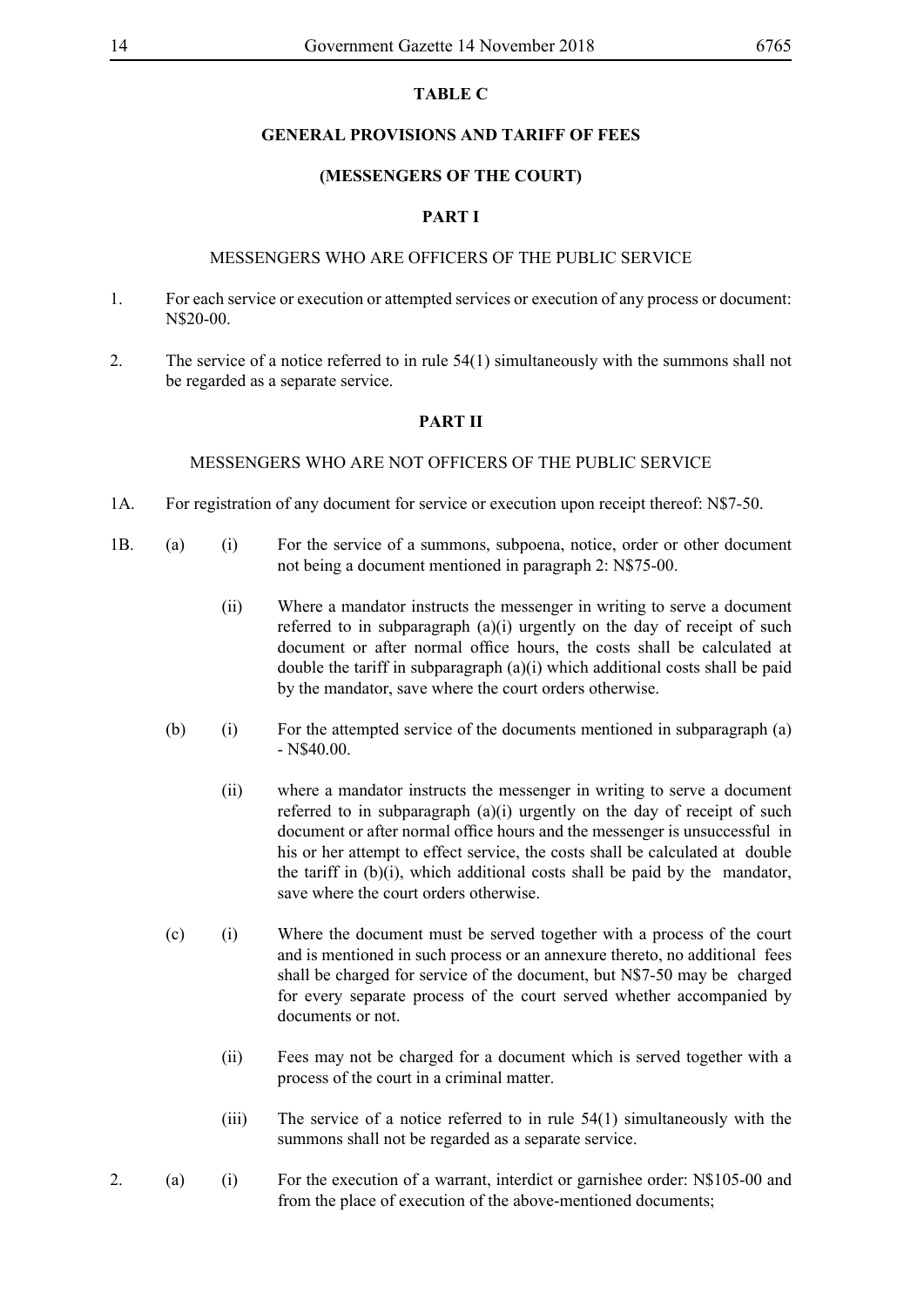**TABLE C**

**GENERAL PROVISIONS AND TARIFF OF FEES**

**(MESSENGERS OF THE COURT)**

**PART I**

MESSENGERS WHO ARE OFFICERS OF THE PUBLIC SERVICE

1. For each service or execution or attempted services or execution of any process or document: N$20-00.

2. The service of a notice referred to in rule 54(1) simultaneously with the summons shall not be regarded as a separate service.

**PART II**

MESSENGERS WHO ARE NOT OFFICERS OF THE PUBLIC SERVICE

1A. For registration of any document for service or execution upon receipt thereof: N$7-50.

1B. (a) (i) For the service of a summons, subpoena, notice, order or other document not being a document mentioned in paragraph 2: N$75-00.

(ii) Where a mandator instructs the messenger in writing to serve a document referred to in subparagraph (a)(i) urgently on the day of receipt of such document or after normal office hours, the costs shall be calculated at double the tariff in subparagraph (a)(i) which additional costs shall be paid by the mandator, save where the court orders otherwise.

(b) (i) For the attempted service of the documents mentioned in subparagraph (a) - N$40.00.

(ii) where a mandator instructs the messenger in writing to serve a document referred to in subparagraph (a)(i) urgently on the day of receipt of such document or after normal office hours and the messenger is unsuccessful in his or her attempt to effect service, the costs shall be calculated at double the tariff in (b)(i), which additional costs shall be paid by the mandator, save where the court orders otherwise.

(c) (i) Where the document must be served together with a process of the court and is mentioned in such process or an annexure thereto, no additional fees shall be charged for service of the document, but N$7-50 may be charged for every separate process of the court served whether accompanied by documents or not.

(ii) Fees may not be charged for a document which is served together with a process of the court in a criminal matter.

(iii) The service of a notice referred to in rule 54(1) simultaneously with the summons shall not be regarded as a separate service.

2. (a) (i) For the execution of a warrant, interdict or garnishee order: N$105-00 and from the place of execution of the above-mentioned documents;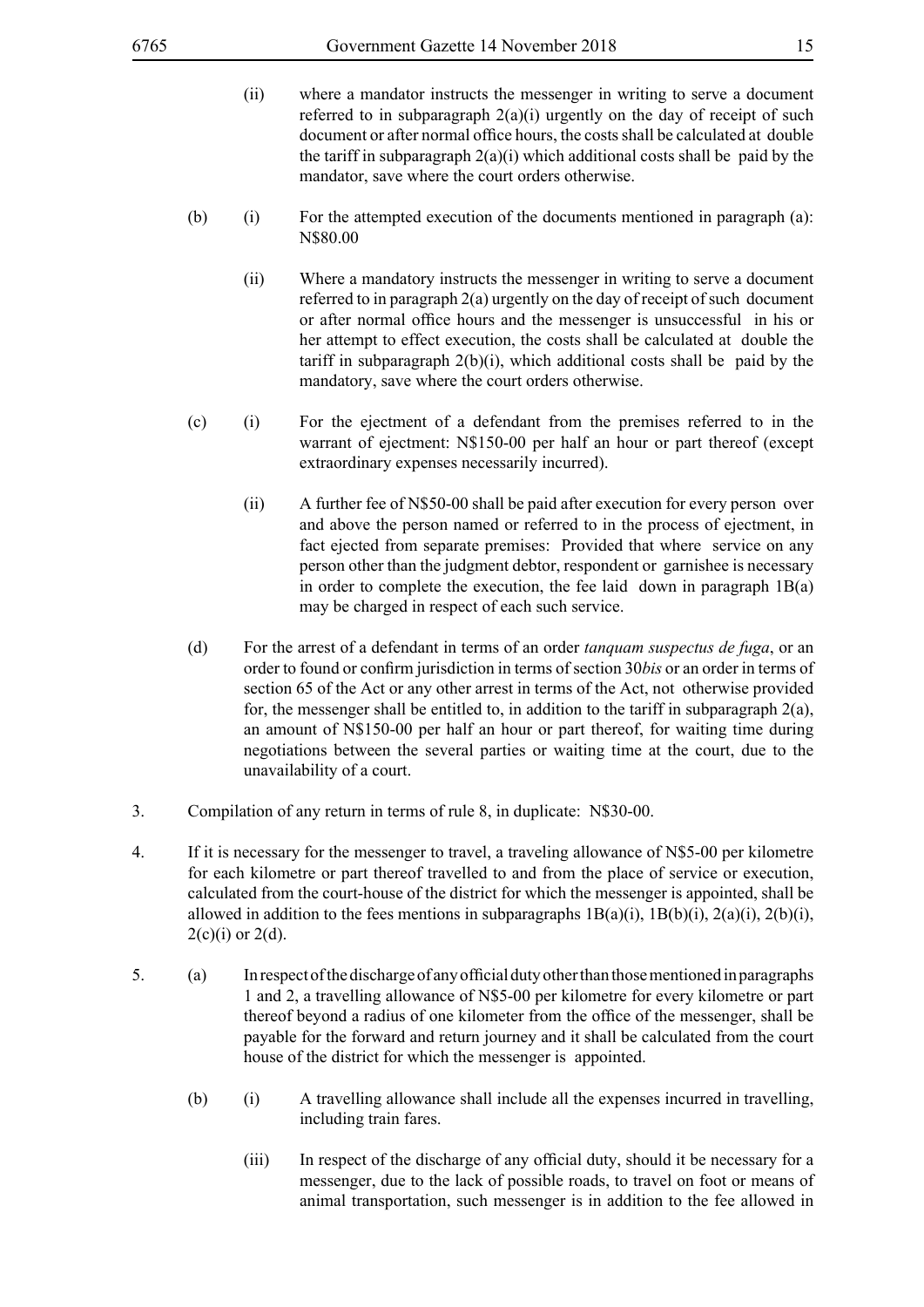(ii) where a mandator instructs the messenger in writing to serve a document referred to in subparagraph 2(a)(i) urgently on the day of receipt of such document or after normal office hours, the costs shall be calculated at double the tariff in subparagraph 2(a)(i) which additional costs shall be paid by the mandator, save where the court orders otherwise.

(b) (i) For the attempted execution of the documents mentioned in paragraph (a): N$80.00

(ii) Where a mandatory instructs the messenger in writing to serve a document referred to in paragraph 2(a) urgently on the day of receipt of such document or after normal office hours and the messenger is unsuccessful in his or her attempt to effect execution, the costs shall be calculated at double the tariff in subparagraph 2(b)(i), which additional costs shall be paid by the mandatory, save where the court orders otherwise.

(c) (i) For the ejectment of a defendant from the premises referred to in the warrant of ejectment: N$150-00 per half an hour or part thereof (except extraordinary expenses necessarily incurred).

(ii) A further fee of N$50-00 shall be paid after execution for every person over and above the person named or referred to in the process of ejectment, in fact ejected from separate premises: Provided that where service on any person other than the judgment debtor, respondent or garnishee is necessary in order to complete the execution, the fee laid down in paragraph 1B(a) may be charged in respect of each such service.

(d) For the arrest of a defendant in terms of an order *tanquam suspectus de fuga*, or an order to found or confirm jurisdiction in terms of section 30*bis* or an order in terms of section 65 of the Act or any other arrest in terms of the Act, not otherwise provided for, the messenger shall be entitled to, in addition to the tariff in subparagraph 2(a), an amount of N$150-00 per half an hour or part thereof, for waiting time during negotiations between the several parties or waiting time at the court, due to the unavailability of a court.

3. Compilation of any return in terms of rule 8, in duplicate: N$30-00.

4. If it is necessary for the messenger to travel, a traveling allowance of N$5-00 per kilometre for each kilometre or part thereof travelled to and from the place of service or execution, calculated from the court-house of the district for which the messenger is appointed, shall be allowed in addition to the fees mentions in subparagraphs 1B(a)(i), 1B(b)(i), 2(a)(i), 2(b)(i), 2(c)(i) or 2(d).

5. (a) In respect of the discharge of any official duty other than those mentioned in paragraphs 1 and 2, a travelling allowance of N$5-00 per kilometre for every kilometre or part thereof beyond a radius of one kilometer from the office of the messenger, shall be payable for the forward and return journey and it shall be calculated from the court house of the district for which the messenger is appointed.

(b) (i) A travelling allowance shall include all the expenses incurred in travelling, including train fares.

(iii) In respect of the discharge of any official duty, should it be necessary for a messenger, due to the lack of possible roads, to travel on foot or means of animal transportation, such messenger is in addition to the fee allowed in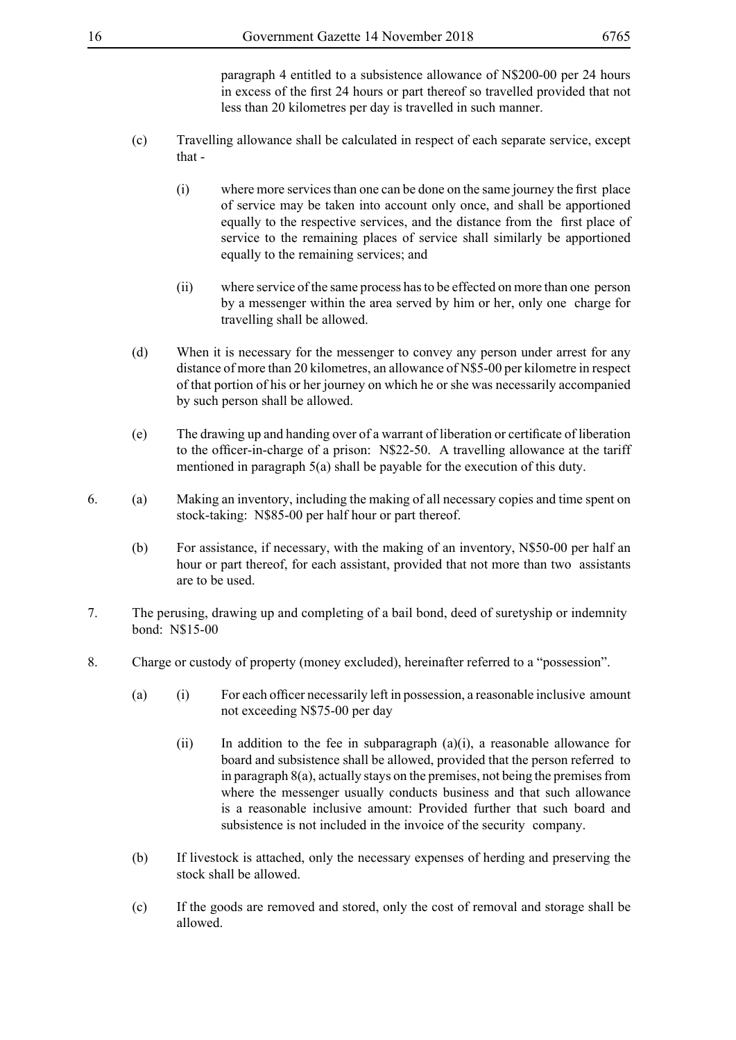paragraph 4 entitled to a subsistence allowance of N$200-00 per 24 hours in excess of the first 24 hours or part thereof so travelled provided that not less than 20 kilometres per day is travelled in such manner.

(c) Travelling allowance shall be calculated in respect of each separate service, except that -

(i) where more services than one can be done on the same journey the first place of service may be taken into account only once, and shall be apportioned equally to the respective services, and the distance from the first place of service to the remaining places of service shall similarly be apportioned equally to the remaining services; and

(ii) where service of the same process has to be effected on more than one person by a messenger within the area served by him or her, only one charge for travelling shall be allowed.

(d) When it is necessary for the messenger to convey any person under arrest for any distance of more than 20 kilometres, an allowance of N$5-00 per kilometre in respect of that portion of his or her journey on which he or she was necessarily accompanied by such person shall be allowed.

(e) The drawing up and handing over of a warrant of liberation or certificate of liberation to the officer-in-charge of a prison: N$22-50. A travelling allowance at the tariff mentioned in paragraph 5(a) shall be payable for the execution of this duty.

6. (a) Making an inventory, including the making of all necessary copies and time spent on stock-taking: N$85-00 per half hour or part thereof.

(b) For assistance, if necessary, with the making of an inventory, N$50-00 per half an hour or part thereof, for each assistant, provided that not more than two assistants are to be used.

7. The perusing, drawing up and completing of a bail bond, deed of suretyship or indemnity bond: N$15-00

8. Charge or custody of property (money excluded), hereinafter referred to a "possession".

(a) (i) For each officer necessarily left in possession, a reasonable inclusive amount not exceeding N$75-00 per day

(ii) In addition to the fee in subparagraph (a)(i), a reasonable allowance for board and subsistence shall be allowed, provided that the person referred to in paragraph 8(a), actually stays on the premises, not being the premises from where the messenger usually conducts business and that such allowance is a reasonable inclusive amount: Provided further that such board and subsistence is not included in the invoice of the security company.

(b) If livestock is attached, only the necessary expenses of herding and preserving the stock shall be allowed.

(c) If the goods are removed and stored, only the cost of removal and storage shall be allowed.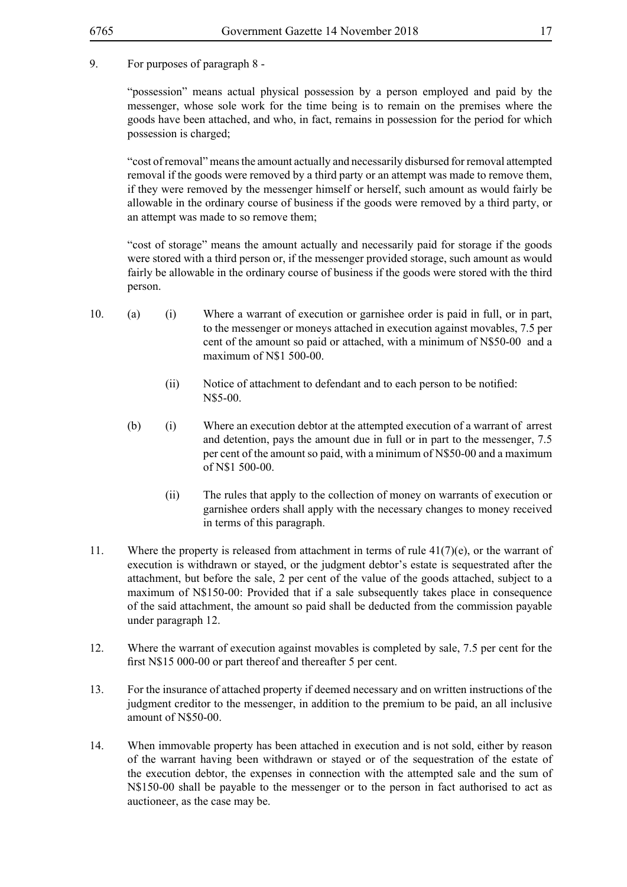9. For purposes of paragraph 8 -

"possession" means actual physical possession by a person employed and paid by the messenger, whose sole work for the time being is to remain on the premises where the goods have been attached, and who, in fact, remains in possession for the period for which possession is charged;

"cost of removal" means the amount actually and necessarily disbursed for removal attempted removal if the goods were removed by a third party or an attempt was made to remove them, if they were removed by the messenger himself or herself, such amount as would fairly be allowable in the ordinary course of business if the goods were removed by a third party, or an attempt was made to so remove them;

"cost of storage" means the amount actually and necessarily paid for storage if the goods were stored with a third person or, if the messenger provided storage, such amount as would fairly be allowable in the ordinary course of business if the goods were stored with the third person.

10. (a) (i) Where a warrant of execution or garnishee order is paid in full, or in part, to the messenger or moneys attached in execution against movables, 7.5 per cent of the amount so paid or attached, with a minimum of N$50-00 and a maximum of N$1 500-00.

(ii) Notice of attachment to defendant and to each person to be notified: N$5-00.

(b) (i) Where an execution debtor at the attempted execution of a warrant of arrest and detention, pays the amount due in full or in part to the messenger, 7.5 per cent of the amount so paid, with a minimum of N$50-00 and a maximum of N$1 500-00.

(ii) The rules that apply to the collection of money on warrants of execution or garnishee orders shall apply with the necessary changes to money received in terms of this paragraph.

11. Where the property is released from attachment in terms of rule 41(7)(e), or the warrant of execution is withdrawn or stayed, or the judgment debtor's estate is sequestrated after the attachment, but before the sale, 2 per cent of the value of the goods attached, subject to a maximum of N$150-00: Provided that if a sale subsequently takes place in consequence of the said attachment, the amount so paid shall be deducted from the commission payable under paragraph 12.

12. Where the warrant of execution against movables is completed by sale, 7.5 per cent for the first N$15 000-00 or part thereof and thereafter 5 per cent.

13. For the insurance of attached property if deemed necessary and on written instructions of the judgment creditor to the messenger, in addition to the premium to be paid, an all inclusive amount of N$50-00.

14. When immovable property has been attached in execution and is not sold, either by reason of the warrant having been withdrawn or stayed or of the sequestration of the estate of the execution debtor, the expenses in connection with the attempted sale and the sum of N$150-00 shall be payable to the messenger or to the person in fact authorised to act as auctioneer, as the case may be.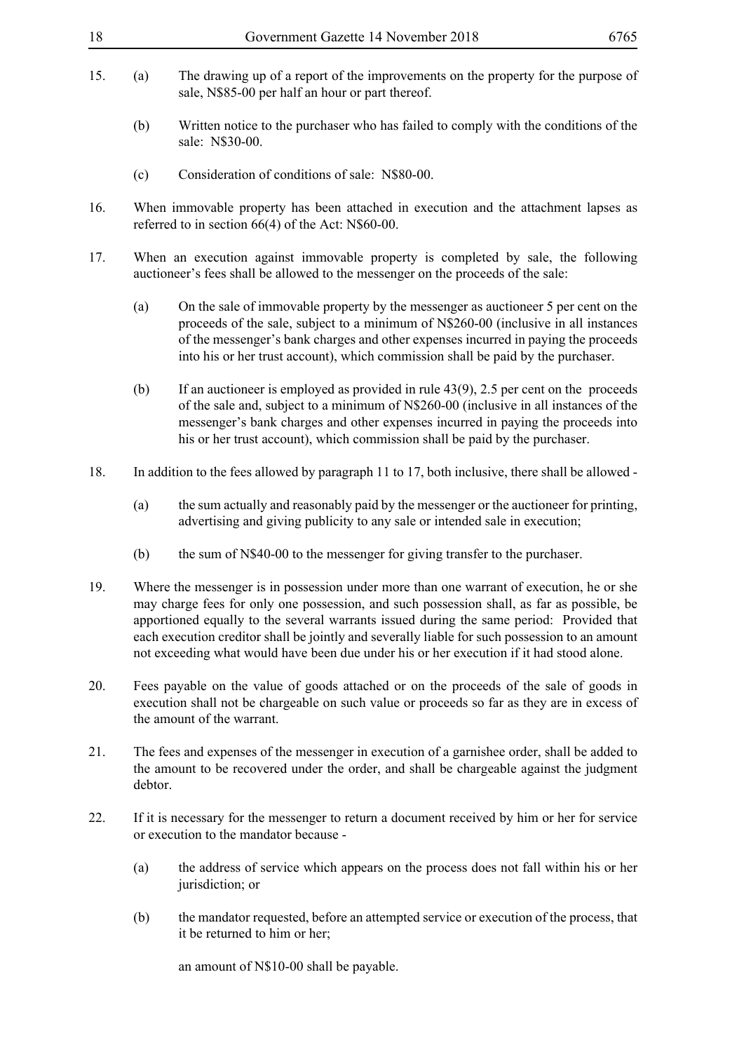15. (a) The drawing up of a report of the improvements on the property for the purpose of sale, N$85-00 per half an hour or part thereof.

    (b) Written notice to the purchaser who has failed to comply with the conditions of the sale: N$30-00.

    (c) Consideration of conditions of sale: N$80-00.

16. When immovable property has been attached in execution and the attachment lapses as referred to in section 66(4) of the Act: N$60-00.

17. When an execution against immovable property is completed by sale, the following auctioneer's fees shall be allowed to the messenger on the proceeds of the sale:

    (a) On the sale of immovable property by the messenger as auctioneer 5 per cent on the proceeds of the sale, subject to a minimum of N$260-00 (inclusive in all instances of the messenger's bank charges and other expenses incurred in paying the proceeds into his or her trust account), which commission shall be paid by the purchaser.

    (b) If an auctioneer is employed as provided in rule 43(9), 2.5 per cent on the proceeds of the sale and, subject to a minimum of N$260-00 (inclusive in all instances of the messenger's bank charges and other expenses incurred in paying the proceeds into his or her trust account), which commission shall be paid by the purchaser.

18. In addition to the fees allowed by paragraph 11 to 17, both inclusive, there shall be allowed -

    (a) the sum actually and reasonably paid by the messenger or the auctioneer for printing, advertising and giving publicity to any sale or intended sale in execution;

    (b) the sum of N$40-00 to the messenger for giving transfer to the purchaser.

19. Where the messenger is in possession under more than one warrant of execution, he or she may charge fees for only one possession, and such possession shall, as far as possible, be apportioned equally to the several warrants issued during the same period: Provided that each execution creditor shall be jointly and severally liable for such possession to an amount not exceeding what would have been due under his or her execution if it had stood alone.

20. Fees payable on the value of goods attached or on the proceeds of the sale of goods in execution shall not be chargeable on such value or proceeds so far as they are in excess of the amount of the warrant.

21. The fees and expenses of the messenger in execution of a garnishee order, shall be added to the amount to be recovered under the order, and shall be chargeable against the judgment debtor.

22. If it is necessary for the messenger to return a document received by him or her for service or execution to the mandator because -

    (a) the address of service which appears on the process does not fall within his or her jurisdiction; or

    (b) the mandator requested, before an attempted service or execution of the process, that it be returned to him or her;

    an amount of N$10-00 shall be payable.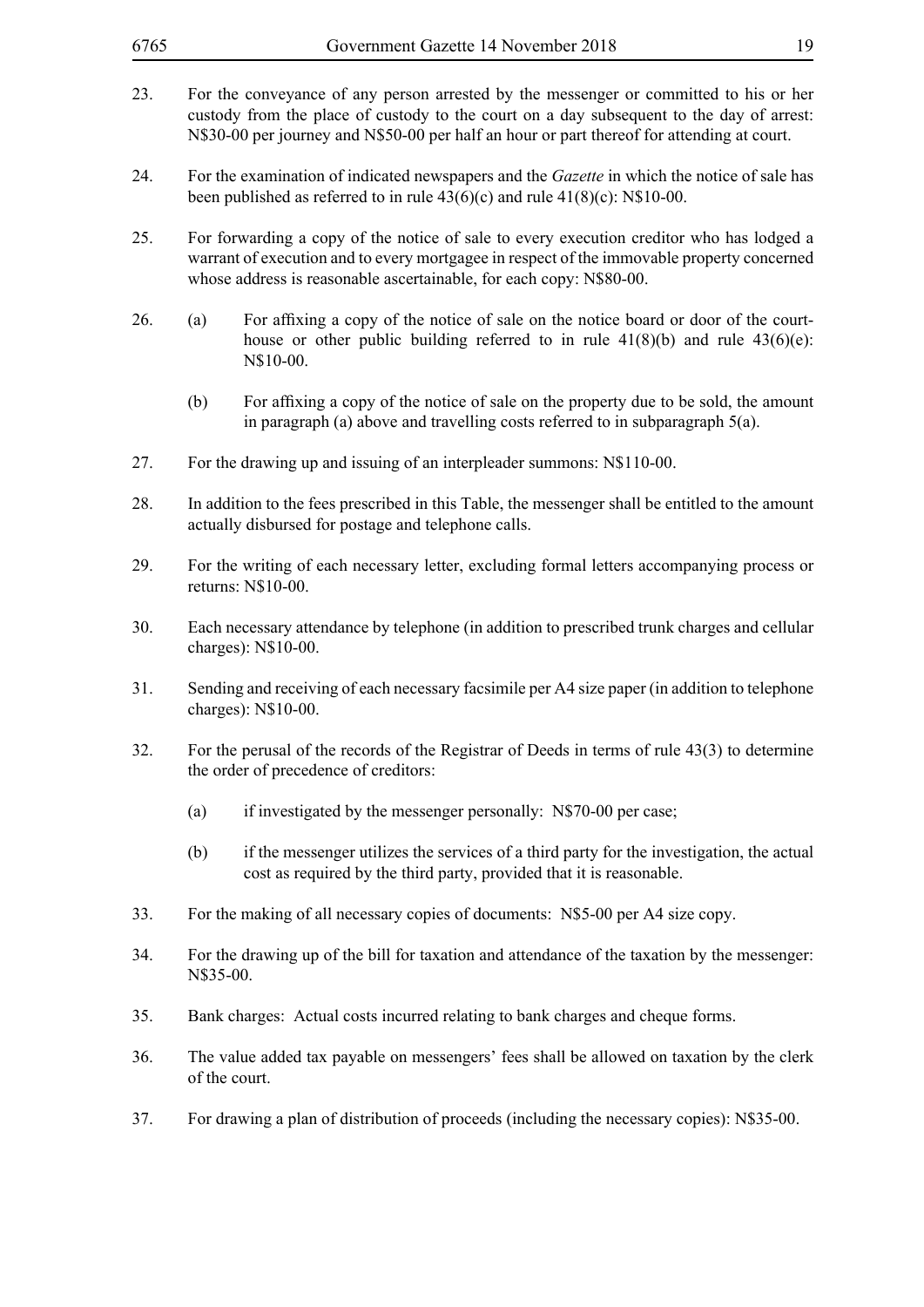23. For the conveyance of any person arrested by the messenger or committed to his or her custody from the place of custody to the court on a day subsequent to the day of arrest: N$30-00 per journey and N$50-00 per half an hour or part thereof for attending at court.

24. For the examination of indicated newspapers and the *Gazette* in which the notice of sale has been published as referred to in rule 43(6)(c) and rule 41(8)(c): N$10-00.

25. For forwarding a copy of the notice of sale to every execution creditor who has lodged a warrant of execution and to every mortgagee in respect of the immovable property concerned whose address is reasonable ascertainable, for each copy: N$80-00.

26. (a) For affixing a copy of the notice of sale on the notice board or door of the court-house or other public building referred to in rule 41(8)(b) and rule 43(6)(e): N$10-00.

    (b) For affixing a copy of the notice of sale on the property due to be sold, the amount in paragraph (a) above and travelling costs referred to in subparagraph 5(a).

27. For the drawing up and issuing of an interpleader summons: N$110-00.

28. In addition to the fees prescribed in this Table, the messenger shall be entitled to the amount actually disbursed for postage and telephone calls.

29. For the writing of each necessary letter, excluding formal letters accompanying process or returns: N$10-00.

30. Each necessary attendance by telephone (in addition to prescribed trunk charges and cellular charges): N$10-00.

31. Sending and receiving of each necessary facsimile per A4 size paper (in addition to telephone charges): N$10-00.

32. For the perusal of the records of the Registrar of Deeds in terms of rule 43(3) to determine the order of precedence of creditors:

    (a) if investigated by the messenger personally: N$70-00 per case;

    (b) if the messenger utilizes the services of a third party for the investigation, the actual cost as required by the third party, provided that it is reasonable.

33. For the making of all necessary copies of documents: N$5-00 per A4 size copy.

34. For the drawing up of the bill for taxation and attendance of the taxation by the messenger: N$35-00.

35. Bank charges: Actual costs incurred relating to bank charges and cheque forms.

36. The value added tax payable on messengers' fees shall be allowed on taxation by the clerk of the court.

37. For drawing a plan of distribution of proceeds (including the necessary copies): N$35-00.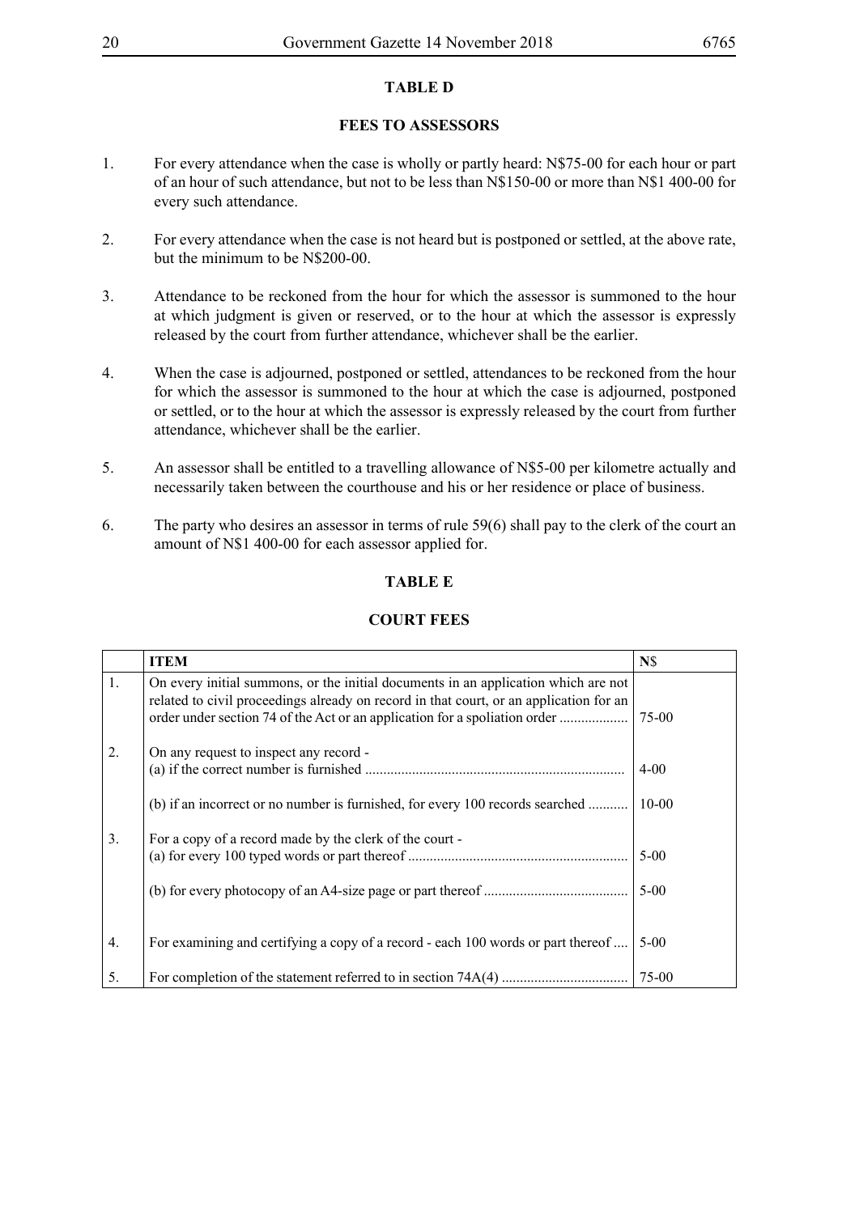## TABLE D

## FEES TO ASSESSORS

1. For every attendance when the case is wholly or partly heard: N$75-00 for each hour or part of an hour of such attendance, but not to be less than N$150-00 or more than N$1 400-00 for every such attendance.

2. For every attendance when the case is not heard but is postponed or settled, at the above rate, but the minimum to be N$200-00.

3. Attendance to be reckoned from the hour for which the assessor is summoned to the hour at which judgment is given or reserved, or to the hour at which the assessor is expressly released by the court from further attendance, whichever shall be the earlier.

4. When the case is adjourned, postponed or settled, attendances to be reckoned from the hour for which the assessor is summoned to the hour at which the case is adjourned, postponed or settled, or to the hour at which the assessor is expressly released by the court from further attendance, whichever shall be the earlier.

5. An assessor shall be entitled to a travelling allowance of N$5-00 per kilometre actually and necessarily taken between the courthouse and his or her residence or place of business.

6. The party who desires an assessor in terms of rule 59(6) shall pay to the clerk of the court an amount of N$1 400-00 for each assessor applied for.

## TABLE E

## COURT FEES

| | ITEM | N$ |
|---|---|---|
| 1. | On every initial summons, or the initial documents in an application which are not related to civil proceedings already on record in that court, or an application for an order under section 74 of the Act or an application for a spoliation order .................. | 75-00 |
| 2. | On any request to inspect any record - <br> (a) if the correct number is furnished ....................................................................... | 4-00 |
| | (b) if an incorrect or no number is furnished, for every 100 records searched ........... | 10-00 |
| 3. | For a copy of a record made by the clerk of the court - <br> (a) for every 100 typed words or part thereof ............................................................ | 5-00 |
| | (b) for every photocopy of an A4-size page or part thereof ........................................ | 5-00 |
| 4. | For examining and certifying a copy of a record - each 100 words or part thereof .... | 5-00 |
| 5. | For completion of the statement referred to in section 74A(4) .................................. | 75-00 |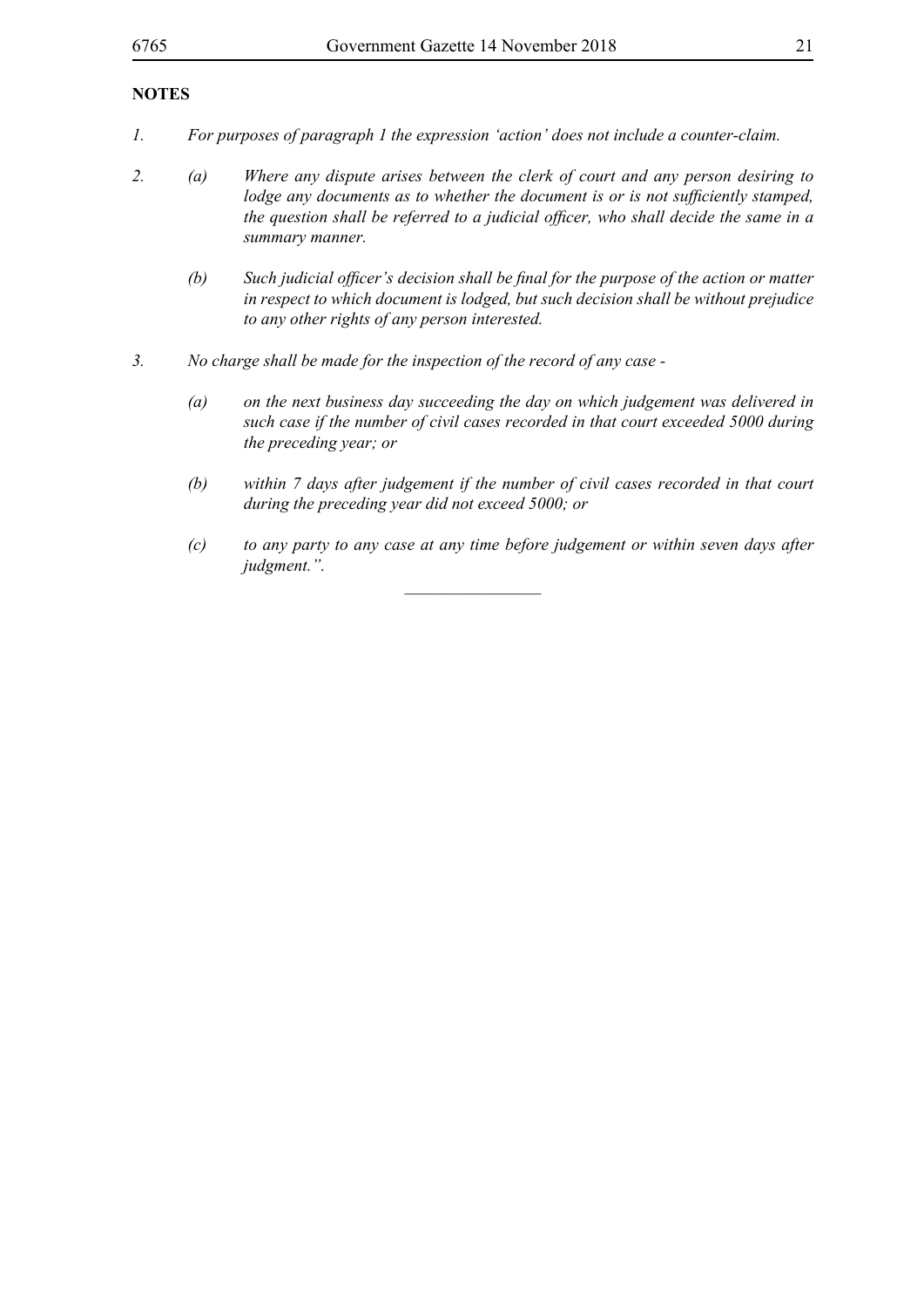**NOTES**

1. *For purposes of paragraph 1 the expression 'action' does not include a counter-claim.*

2. (a) *Where any dispute arises between the clerk of court and any person desiring to lodge any documents as to whether the document is or is not sufficiently stamped, the question shall be referred to a judicial officer, who shall decide the same in a summary manner.*

   (b) *Such judicial officer's decision shall be final for the purpose of the action or matter in respect to which document is lodged, but such decision shall be without prejudice to any other rights of any person interested.*

3. *No charge shall be made for the inspection of the record of any case -*

   (a) *on the next business day succeeding the day on which judgement was delivered in such case if the number of civil cases recorded in that court exceeded 5000 during the preceding year; or*

   (b) *within 7 days after judgement if the number of civil cases recorded in that court during the preceding year did not exceed 5000; or*

   (c) *to any party to any case at any time before judgement or within seven days after judgment.".*

________________